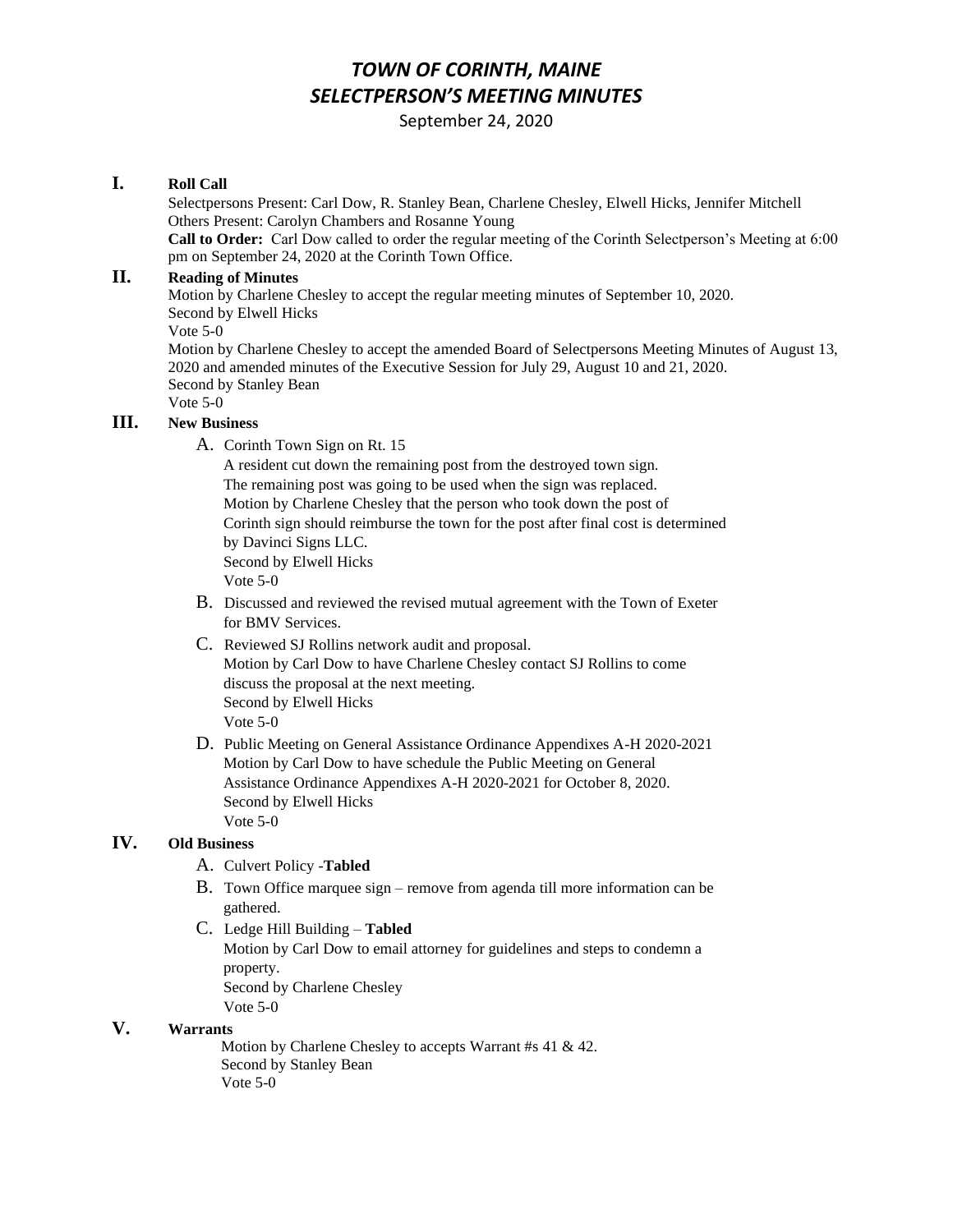# *TOWN OF CORINTH, MAINE*
# *SELECTPERSON'S MEETING MINUTES*

September 24, 2020

## I. Roll Call

Selectpersons Present: Carl Dow, R. Stanley Bean, Charlene Chesley, Elwell Hicks, Jennifer Mitchell
Others Present: Carolyn Chambers and Rosanne Young
**Call to Order:** Carl Dow called to order the regular meeting of the Corinth Selectperson's Meeting at 6:00 pm on September 24, 2020 at the Corinth Town Office.

## II. Reading of Minutes

Motion by Charlene Chesley to accept the regular meeting minutes of September 10, 2020.
Second by Elwell Hicks
Vote 5-0
Motion by Charlene Chesley to accept the amended Board of Selectpersons Meeting Minutes of August 13, 2020 and amended minutes of the Executive Session for July 29, August 10 and 21, 2020.
Second by Stanley Bean
Vote 5-0

## III. New Business

A. Corinth Town Sign on Rt. 15
A resident cut down the remaining post from the destroyed town sign.
The remaining post was going to be used when the sign was replaced.
Motion by Charlene Chesley that the person who took down the post of Corinth sign should reimburse the town for the post after final cost is determined by Davinci Signs LLC.
Second by Elwell Hicks
Vote 5-0

B. Discussed and reviewed the revised mutual agreement with the Town of Exeter for BMV Services.

C. Reviewed SJ Rollins network audit and proposal.
Motion by Carl Dow to have Charlene Chesley contact SJ Rollins to come discuss the proposal at the next meeting.
Second by Elwell Hicks
Vote 5-0

D. Public Meeting on General Assistance Ordinance Appendixes A-H 2020-2021
Motion by Carl Dow to have schedule the Public Meeting on General Assistance Ordinance Appendixes A-H 2020-2021 for October 8, 2020.
Second by Elwell Hicks
Vote 5-0

## IV. Old Business

A. Culvert Policy -**Tabled**

B. Town Office marquee sign – remove from agenda till more information can be gathered.

C. Ledge Hill Building – **Tabled**
Motion by Carl Dow to email attorney for guidelines and steps to condemn a property.
Second by Charlene Chesley
Vote 5-0

## V. Warrants

Motion by Charlene Chesley to accepts Warrant #s 41 & 42.
Second by Stanley Bean
Vote 5-0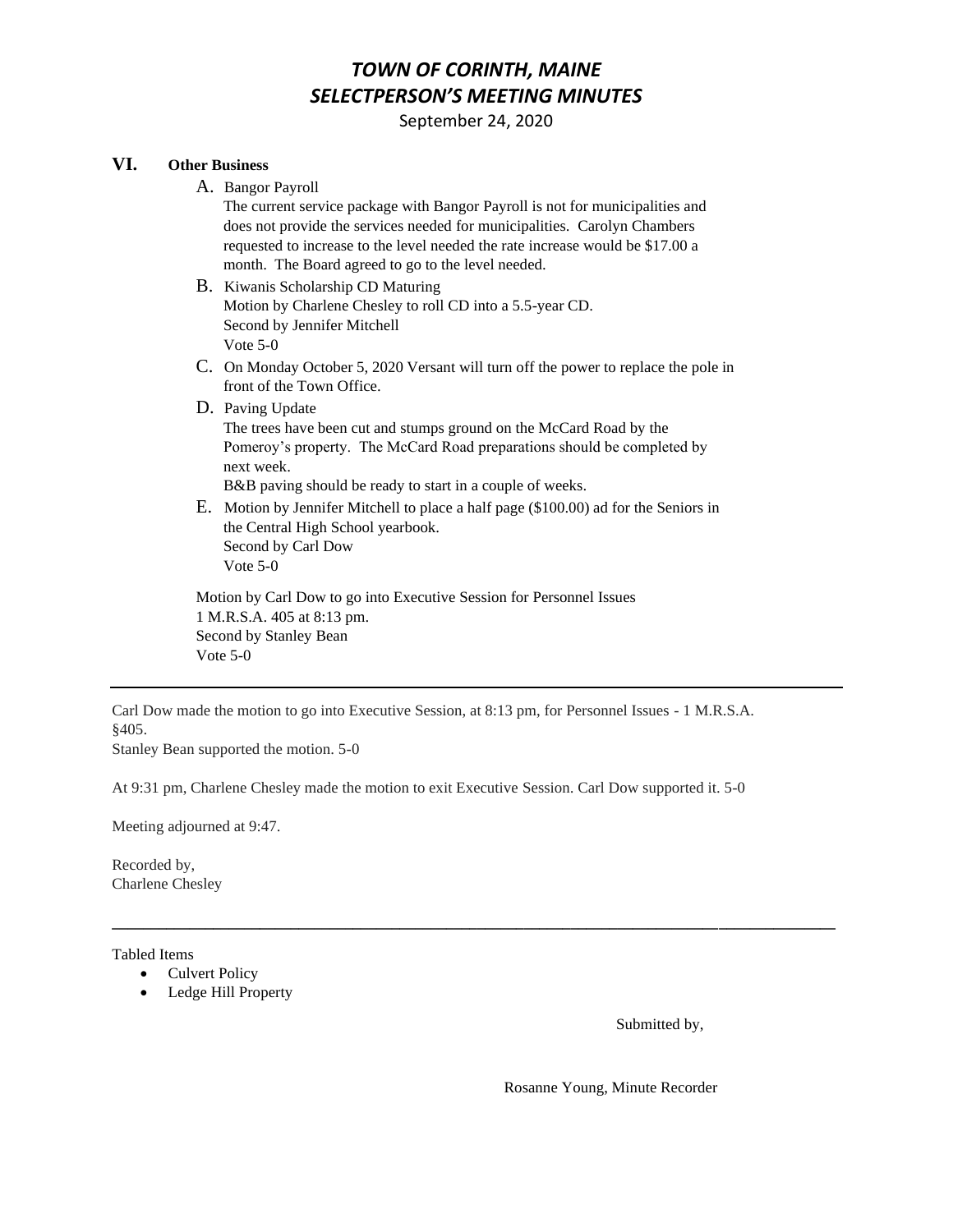# *TOWN OF CORINTH, MAINE*
# *SELECTPERSON'S MEETING MINUTES*

September 24, 2020

## VI. Other Business

A. Bangor Payroll
The current service package with Bangor Payroll is not for municipalities and does not provide the services needed for municipalities. Carolyn Chambers requested to increase to the level needed the rate increase would be $17.00 a month. The Board agreed to go to the level needed.

B. Kiwanis Scholarship CD Maturing
Motion by Charlene Chesley to roll CD into a 5.5-year CD.
Second by Jennifer Mitchell
Vote 5-0

C. On Monday October 5, 2020 Versant will turn off the power to replace the pole in front of the Town Office.

D. Paving Update
The trees have been cut and stumps ground on the McCard Road by the Pomeroy's property. The McCard Road preparations should be completed by next week.
B&B paving should be ready to start in a couple of weeks.

E. Motion by Jennifer Mitchell to place a half page ($100.00) ad for the Seniors in the Central High School yearbook.
Second by Carl Dow
Vote 5-0

Motion by Carl Dow to go into Executive Session for Personnel Issues
1 M.R.S.A. 405 at 8:13 pm.
Second by Stanley Bean
Vote 5-0

---

Carl Dow made the motion to go into Executive Session, at 8:13 pm, for Personnel Issues - 1 M.R.S.A. §405.
Stanley Bean supported the motion. 5-0

At 9:31 pm, Charlene Chesley made the motion to exit Executive Session. Carl Dow supported it. 5-0

Meeting adjourned at 9:47.

Recorded by,
Charlene Chesley

---

Tabled Items

- Culvert Policy
- Ledge Hill Property

Submitted by,

Rosanne Young, Minute Recorder